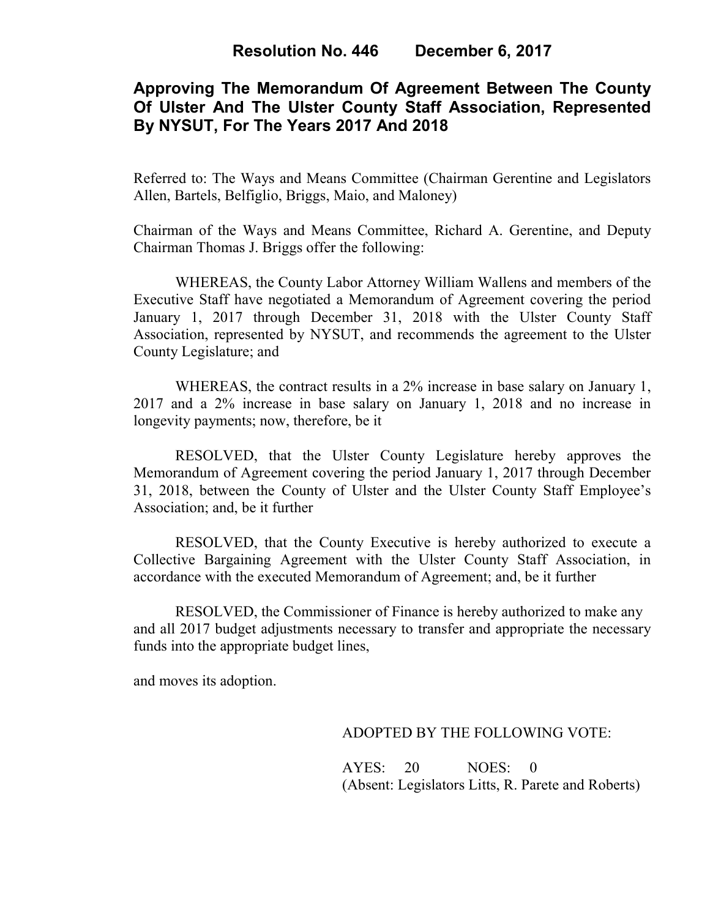# Resolution No. 446 December 6, 2017

## Approving The Memorandum Of Agreement Between The County Of Ulster And The Ulster County Staff Association, Represented By NYSUT, For The Years 2017 And 2018

Referred to: The Ways and Means Committee (Chairman Gerentine and Legislators Allen, Bartels, Belfiglio, Briggs, Maio, and Maloney)

Chairman of the Ways and Means Committee, Richard A. Gerentine, and Deputy Chairman Thomas J. Briggs offer the following:

WHEREAS, the County Labor Attorney William Wallens and members of the Executive Staff have negotiated a Memorandum of Agreement covering the period January 1, 2017 through December 31, 2018 with the Ulster County Staff Association, represented by NYSUT, and recommends the agreement to the Ulster County Legislature; and

WHEREAS, the contract results in a 2% increase in base salary on January 1, 2017 and a 2% increase in base salary on January 1, 2018 and no increase in longevity payments; now, therefore, be it

RESOLVED, that the Ulster County Legislature hereby approves the Memorandum of Agreement covering the period January 1, 2017 through December 31, 2018, between the County of Ulster and the Ulster County Staff Employee's Association; and, be it further

RESOLVED, that the County Executive is hereby authorized to execute a Collective Bargaining Agreement with the Ulster County Staff Association, in accordance with the executed Memorandum of Agreement; and, be it further

RESOLVED, the Commissioner of Finance is hereby authorized to make any and all 2017 budget adjustments necessary to transfer and appropriate the necessary funds into the appropriate budget lines,

and moves its adoption.

ADOPTED BY THE FOLLOWING VOTE:

AYES: 20 NOES: 0
(Absent: Legislators Litts, R. Parete and Roberts)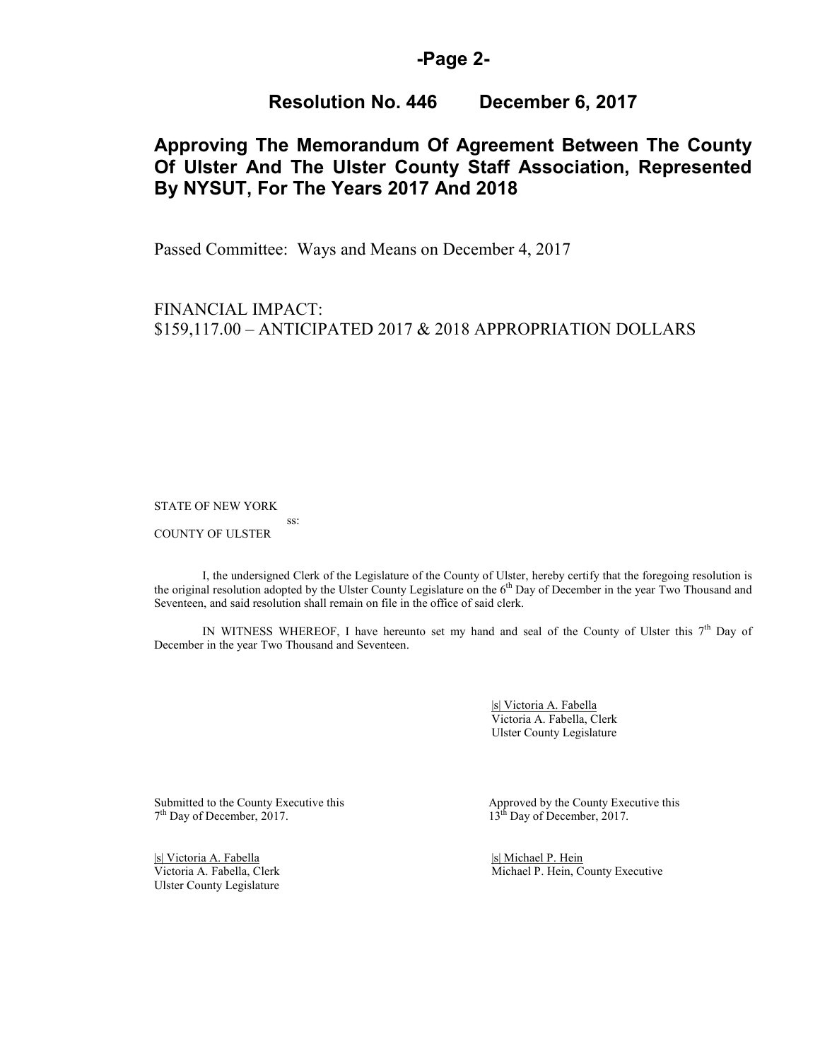# -Page 2-

## Resolution No. 446 December 6, 2017

## Approving The Memorandum Of Agreement Between The County Of Ulster And The Ulster County Staff Association, Represented By NYSUT, For The Years 2017 And 2018

Passed Committee: Ways and Means on December 4, 2017

FINANCIAL IMPACT:
$159,117.00 – ANTICIPATED 2017 & 2018 APPROPRIATION DOLLARS

STATE OF NEW YORK
ss:
COUNTY OF ULSTER

I, the undersigned Clerk of the Legislature of the County of Ulster, hereby certify that the foregoing resolution is the original resolution adopted by the Ulster County Legislature on the 6th Day of December in the year Two Thousand and Seventeen, and said resolution shall remain on file in the office of said clerk.

IN WITNESS WHEREOF, I have hereunto set my hand and seal of the County of Ulster this 7th Day of December in the year Two Thousand and Seventeen.

|s| Victoria A. Fabella
Victoria A. Fabella, Clerk
Ulster County Legislature

Submitted to the County Executive this 7th Day of December, 2017.

|s| Victoria A. Fabella
Victoria A. Fabella, Clerk
Ulster County Legislature

Approved by the County Executive this 13th Day of December, 2017.

|s| Michael P. Hein
Michael P. Hein, County Executive